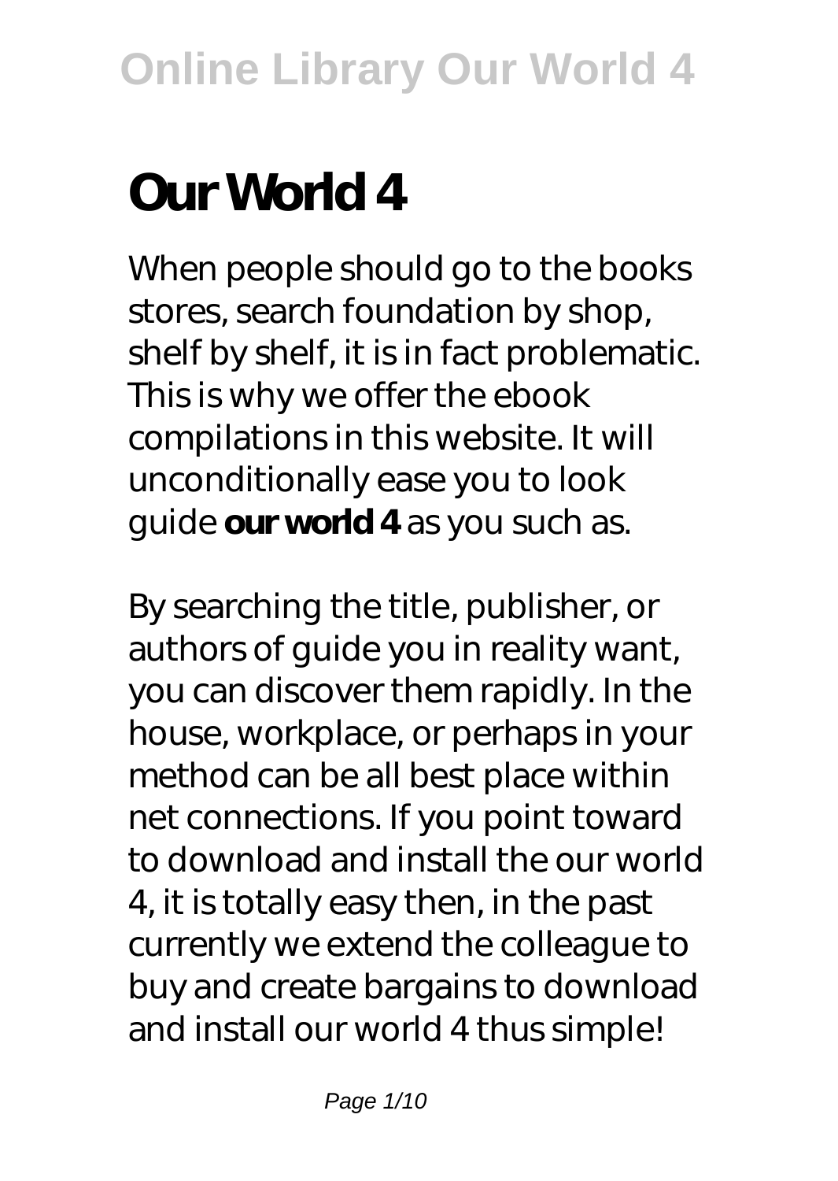# Our World 4

When people should go to the books stores, search foundation by shop, shelf by shelf, it is in fact problematic. This is why we offer the ebook compilations in this website. It will unconditionally ease you to look guide **our world 4** as you such as.

By searching the title, publisher, or authors of guide you in reality want, you can discover them rapidly. In the house, workplace, or perhaps in your method can be all best place within net connections. If you point toward to download and install the our world 4, it is totally easy then, in the past currently we extend the colleague to buy and create bargains to download and install our world 4 thus simple!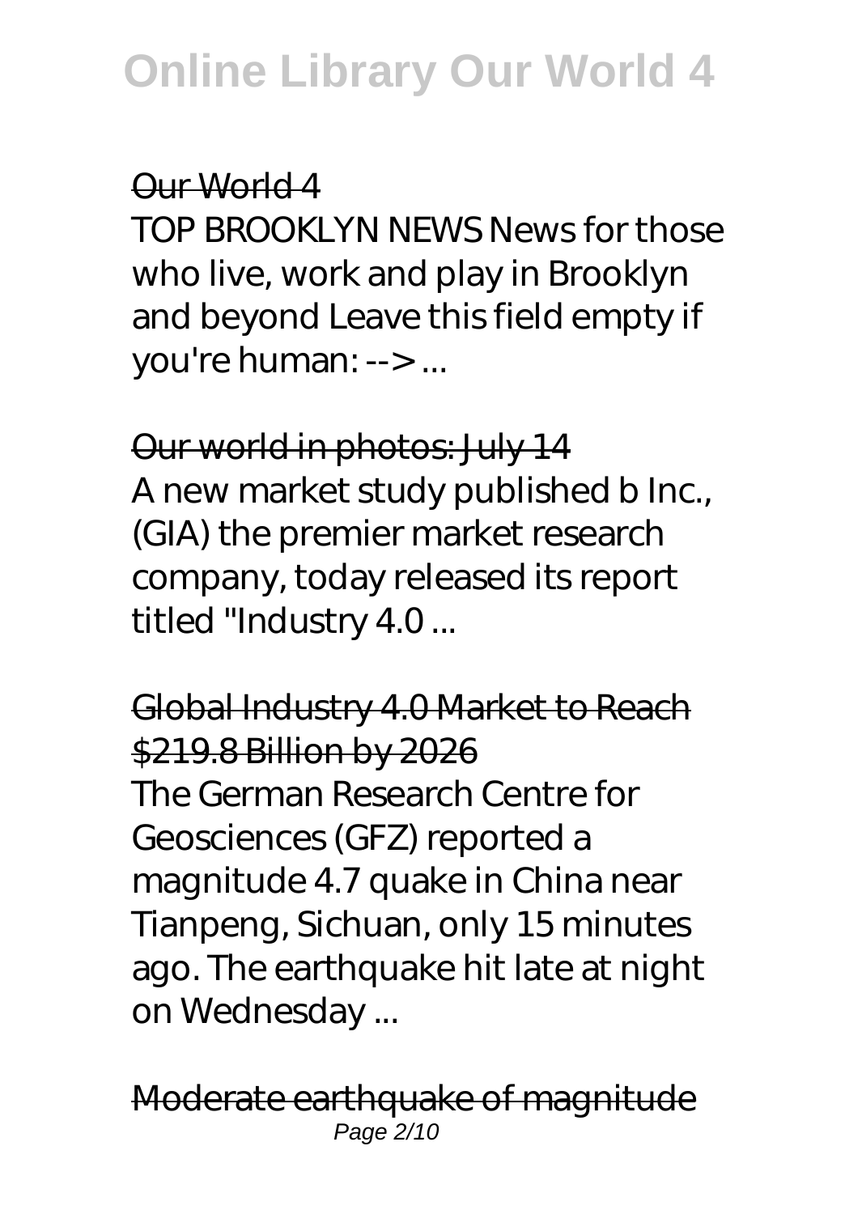## Our World 4

TOP BROOKLYN NEWS News for those who live, work and play in Brooklyn and beyond Leave this field empty if you're human: --> ...

## Our world in photos: July 14

A new market study published b Inc., (GIA) the premier market research company, today released its report titled "Industry 4.0 ...

## Global Industry 4.0 Market to Reach $219.8 Billion by 2026

The German Research Centre for Geosciences (GFZ) reported a magnitude 4.7 quake in China near Tianpeng, Sichuan, only 15 minutes ago. The earthquake hit late at night on Wednesday ...

## Moderate earthquake of magnitude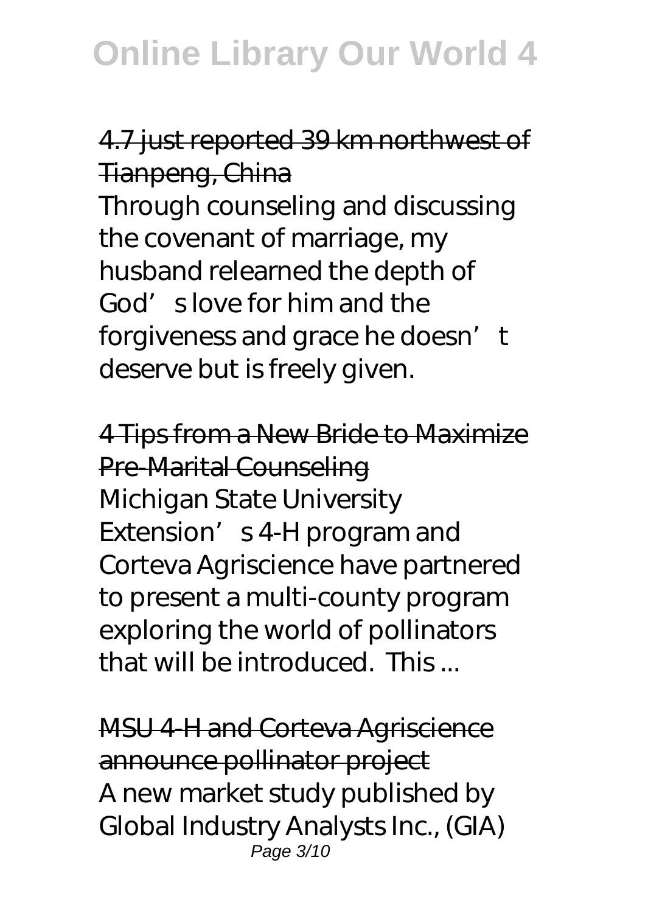4.7 just reported 39 km northwest of Tianpeng, China

Through counseling and discussing the covenant of marriage, my husband relearned the depth of God's love for him and the forgiveness and grace he doesn't deserve but is freely given.

4 Tips from a New Bride to Maximize Pre-Marital Counseling

Michigan State University Extension's 4-H program and Corteva Agriscience have partnered to present a multi-county program exploring the world of pollinators that will be introduced. This ...

MSU 4-H and Corteva Agriscience announce pollinator project

A new market study published by Global Industry Analysts Inc., (GIA)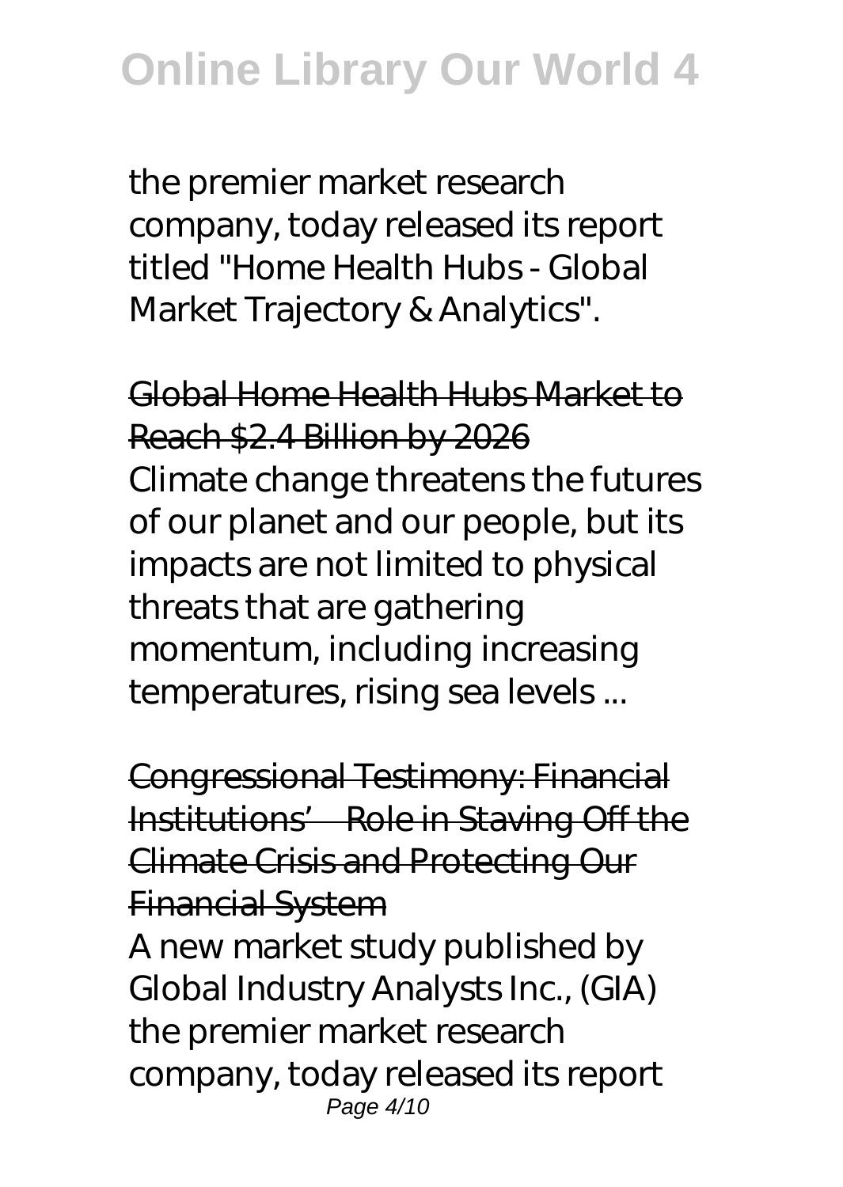the premier market research company, today released its report titled "Home Health Hubs - Global Market Trajectory & Analytics".

## Global Home Health Hubs Market to Reach $2.4 Billion by 2026

Climate change threatens the futures of our planet and our people, but its impacts are not limited to physical threats that are gathering momentum, including increasing temperatures, rising sea levels ...

## Congressional Testimony: Financial Institutions' Role in Staving Off the Climate Crisis and Protecting Our Financial System

A new market study published by Global Industry Analysts Inc., (GIA) the premier market research company, today released its report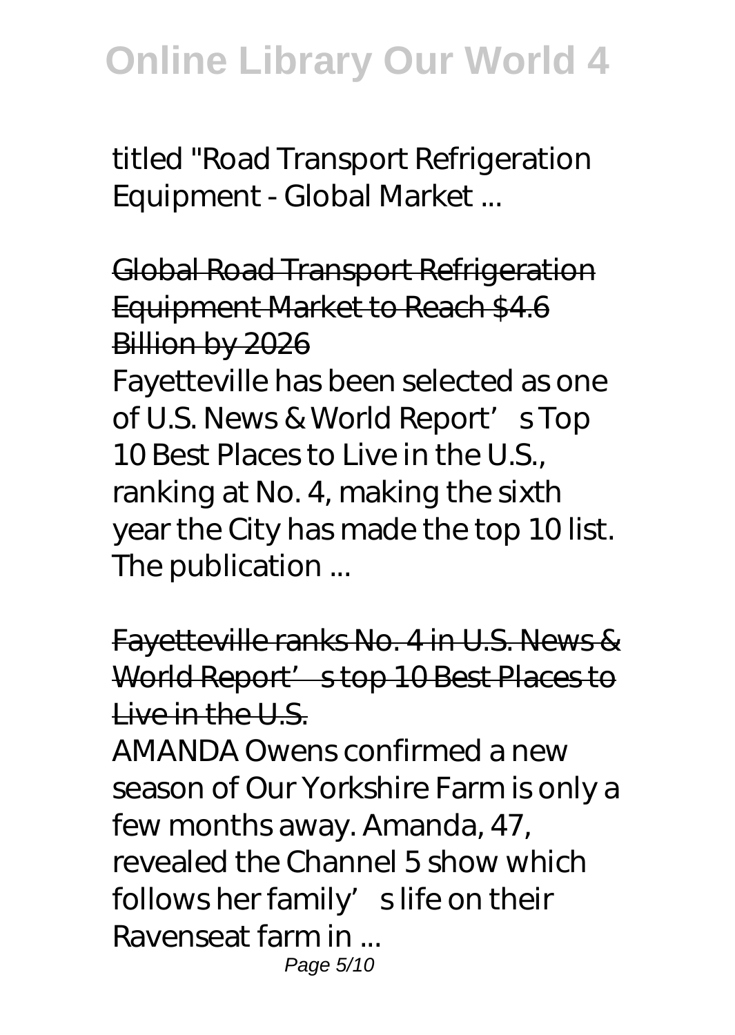titled "Road Transport Refrigeration Equipment - Global Market ...

Global Road Transport Refrigeration Equipment Market to Reach $4.6 Billion by 2026

Fayetteville has been selected as one of U.S. News & World Report's Top 10 Best Places to Live in the U.S., ranking at No. 4, making the sixth year the City has made the top 10 list. The publication ...

Fayetteville ranks No. 4 in U.S. News & World Report's top 10 Best Places to Live in the U.S.

AMANDA Owens confirmed a new season of Our Yorkshire Farm is only a few months away. Amanda, 47, revealed the Channel 5 show which follows her family's life on their Ravenseat farm in ...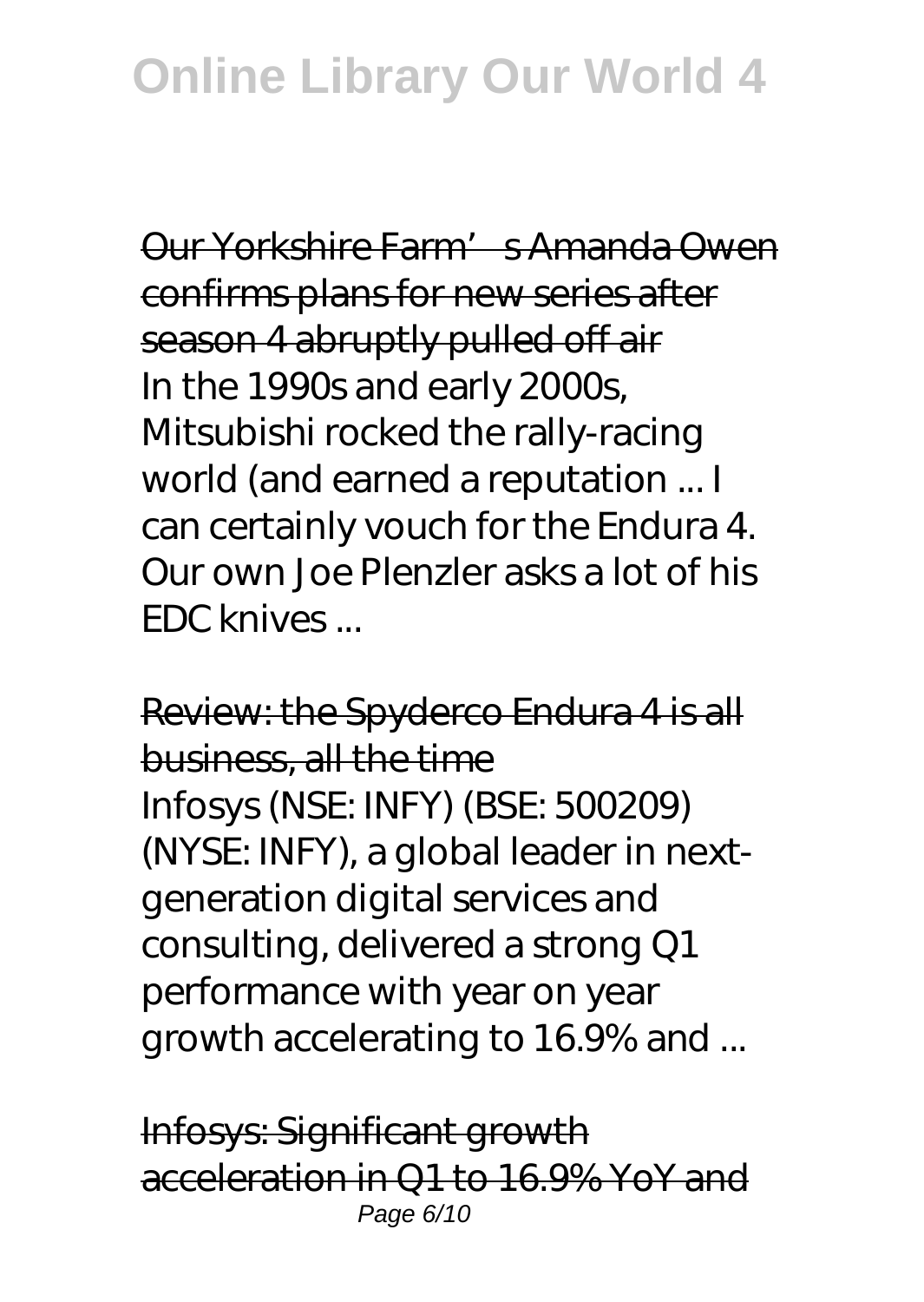Our Yorkshire Farm's Amanda Owen confirms plans for new series after season 4 abruptly pulled off air

In the 1990s and early 2000s, Mitsubishi rocked the rally-racing world (and earned a reputation ... I can certainly vouch for the Endura 4. Our own Joe Plenzler asks a lot of his EDC knives ...

Review: the Spyderco Endura 4 is all business, all the time

Infosys (NSE: INFY) (BSE: 500209) (NYSE: INFY), a global leader in next-generation digital services and consulting, delivered a strong Q1 performance with year on year growth accelerating to 16.9% and ...

Infosys: Significant growth acceleration in Q1 to 16.9% YoY and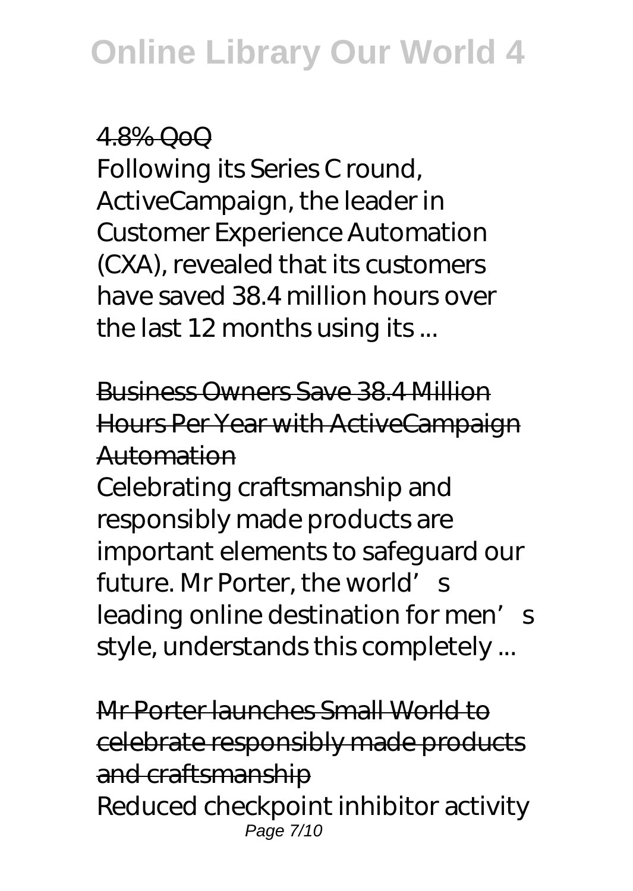4.8% QoQ

Following its Series C round, ActiveCampaign, the leader in Customer Experience Automation (CXA), revealed that its customers have saved 38.4 million hours over the last 12 months using its ...

Business Owners Save 38.4 Million Hours Per Year with ActiveCampaign Automation

Celebrating craftsmanship and responsibly made products are important elements to safeguard our future. Mr Porter, the world's leading online destination for men's style, understands this completely ...

Mr Porter launches Small World to celebrate responsibly made products and craftsmanship

Reduced checkpoint inhibitor activity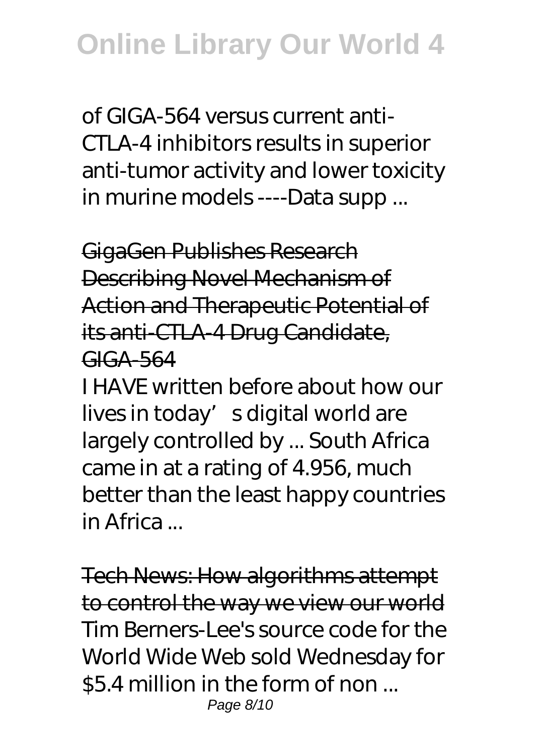of GIGA-564 versus current anti-CTLA-4 inhibitors results in superior anti-tumor activity and lower toxicity in murine models ----Data supp ...

GigaGen Publishes Research Describing Novel Mechanism of Action and Therapeutic Potential of its anti-CTLA-4 Drug Candidate, GIGA-564

I HAVE written before about how our lives in today's digital world are largely controlled by ... South Africa came in at a rating of 4.956, much better than the least happy countries in Africa ...

Tech News: How algorithms attempt to control the way we view our world

Tim Berners-Lee's source code for the World Wide Web sold Wednesday for $5.4 million in the form of non ...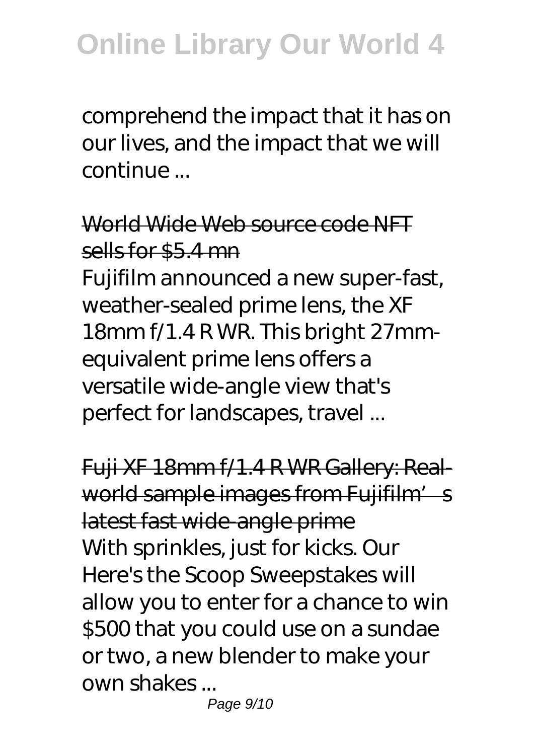comprehend the impact that it has on our lives, and the impact that we will continue ...

### World Wide Web source code NFT sells for $5.4 mn

Fujifilm announced a new super-fast, weather-sealed prime lens, the XF 18mm f/1.4 R WR. This bright 27mm-equivalent prime lens offers a versatile wide-angle view that's perfect for landscapes, travel ...

### Fuji XF 18mm f/1.4 R WR Gallery: Real-world sample images from Fujifilm's latest fast wide-angle prime

With sprinkles, just for kicks. Our Here's the Scoop Sweepstakes will allow you to enter for a chance to win $500 that you could use on a sundae or two, a new blender to make your own shakes ...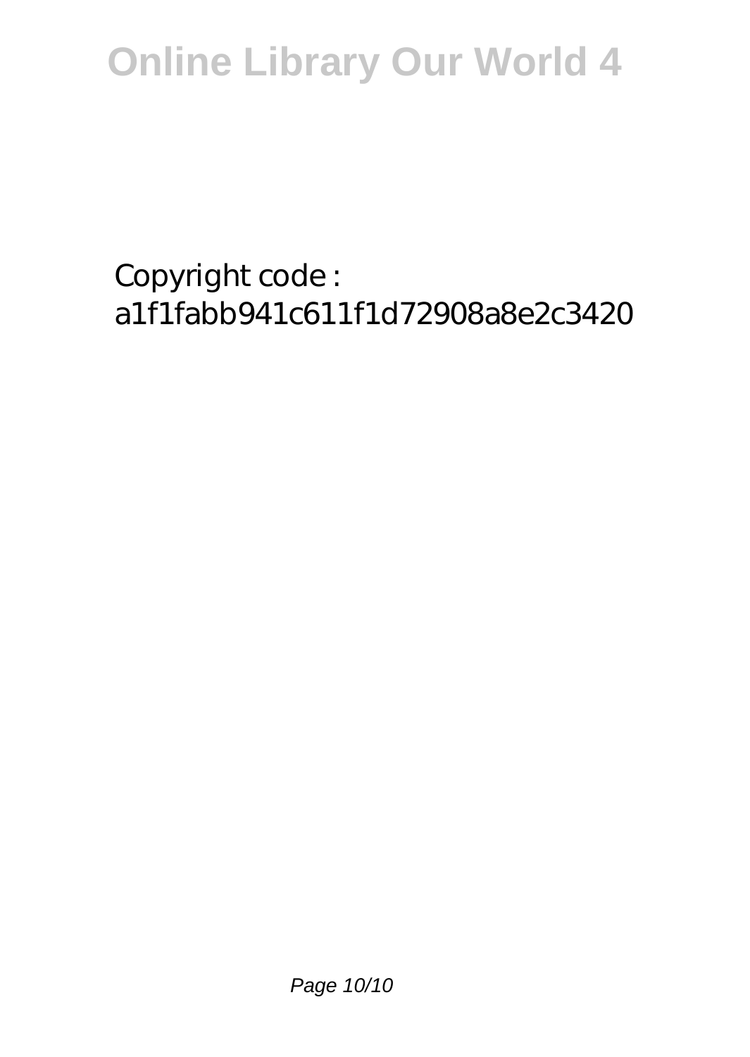Copyright code : a1f1fabb941c611f1d72908a8e2c3420